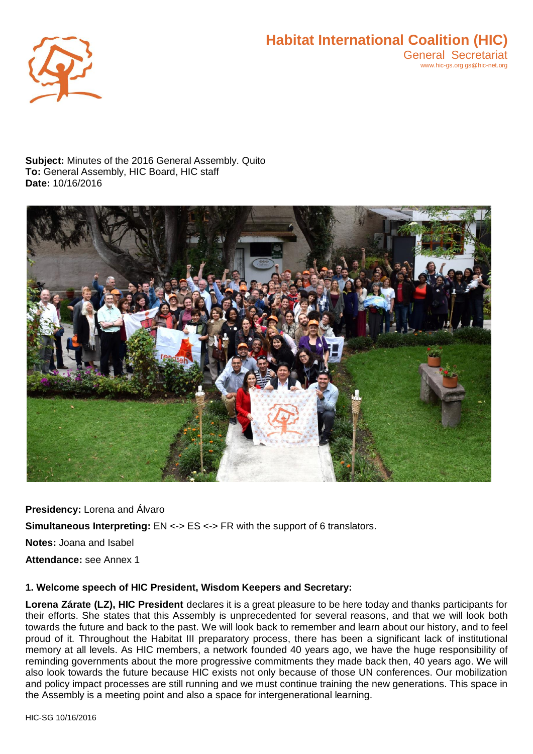**Habitat International Coalition (HIC)**
General Secretariat
www.hic-gs.org gs@hic-net.org

**Subject:** Minutes of the 2016 General Assembly. Quito
**To:** General Assembly, HIC Board, HIC staff
**Date:** 10/16/2016

**Presidency:** Lorena and Álvaro

**Simultaneous Interpreting:** EN <-> ES <-> FR with the support of 6 translators.

**Notes:** Joana and Isabel

**Attendance:** see Annex 1

### 1. Welcome speech of HIC President, Wisdom Keepers and Secretary:

**Lorena Zárate (LZ), HIC President** declares it is a great pleasure to be here today and thanks participants for their efforts. She states that this Assembly is unprecedented for several reasons, and that we will look both towards the future and back to the past. We will look back to remember and learn about our history, and to feel proud of it. Throughout the Habitat III preparatory process, there has been a significant lack of institutional memory at all levels. As HIC members, a network founded 40 years ago, we have the huge responsibility of reminding governments about the more progressive commitments they made back then, 40 years ago. We will also look towards the future because HIC exists not only because of those UN conferences. Our mobilization and policy impact processes are still running and we must continue training the new generations. This space in the Assembly is a meeting point and also a space for intergenerational learning.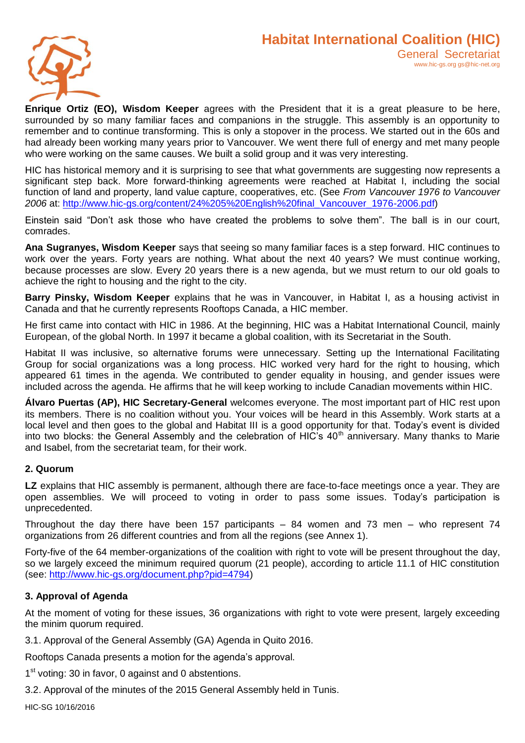**Enrique Ortiz (EO), Wisdom Keeper** agrees with the President that it is a great pleasure to be here, surrounded by so many familiar faces and companions in the struggle. This assembly is an opportunity to remember and to continue transforming. This is only a stopover in the process. We started out in the 60s and had already been working many years prior to Vancouver. We went there full of energy and met many people who were working on the same causes. We built a solid group and it was very interesting.

HIC has historical memory and it is surprising to see that what governments are suggesting now represents a significant step back. More forward-thinking agreements were reached at Habitat I, including the social function of land and property, land value capture, cooperatives, etc. (See *From Vancouver 1976 to Vancouver 2006* at: http://www.hic-gs.org/content/24%205%20English%20final_Vancouver_1976-2006.pdf)

Einstein said "Don't ask those who have created the problems to solve them". The ball is in our court, comrades.

**Ana Sugranyes, Wisdom Keeper** says that seeing so many familiar faces is a step forward. HIC continues to work over the years. Forty years are nothing. What about the next 40 years? We must continue working, because processes are slow. Every 20 years there is a new agenda, but we must return to our old goals to achieve the right to housing and the right to the city.

**Barry Pinsky, Wisdom Keeper** explains that he was in Vancouver, in Habitat I, as a housing activist in Canada and that he currently represents Rooftops Canada, a HIC member.

He first came into contact with HIC in 1986. At the beginning, HIC was a Habitat International Council, mainly European, of the global North. In 1997 it became a global coalition, with its Secretariat in the South.

Habitat II was inclusive, so alternative forums were unnecessary. Setting up the International Facilitating Group for social organizations was a long process. HIC worked very hard for the right to housing, which appeared 61 times in the agenda. We contributed to gender equality in housing, and gender issues were included across the agenda. He affirms that he will keep working to include Canadian movements within HIC.

**Álvaro Puertas (AP), HIC Secretary-General** welcomes everyone. The most important part of HIC rest upon its members. There is no coalition without you. Your voices will be heard in this Assembly. Work starts at a local level and then goes to the global and Habitat III is a good opportunity for that. Today's event is divided into two blocks: the General Assembly and the celebration of HIC's 40th anniversary. Many thanks to Marie and Isabel, from the secretariat team, for their work.

### 2. Quorum

**LZ** explains that HIC assembly is permanent, although there are face-to-face meetings once a year. They are open assemblies. We will proceed to voting in order to pass some issues. Today's participation is unprecedented.

Throughout the day there have been 157 participants – 84 women and 73 men – who represent 74 organizations from 26 different countries and from all the regions (see Annex 1).

Forty-five of the 64 member-organizations of the coalition with right to vote will be present throughout the day, so we largely exceed the minimum required quorum (21 people), according to article 11.1 of HIC constitution (see: http://www.hic-gs.org/document.php?pid=4794)

### 3. Approval of Agenda

At the moment of voting for these issues, 36 organizations with right to vote were present, largely exceeding the minim quorum required.

3.1. Approval of the General Assembly (GA) Agenda in Quito 2016.

Rooftops Canada presents a motion for the agenda's approval.

1st voting: 30 in favor, 0 against and 0 abstentions.

3.2. Approval of the minutes of the 2015 General Assembly held in Tunis.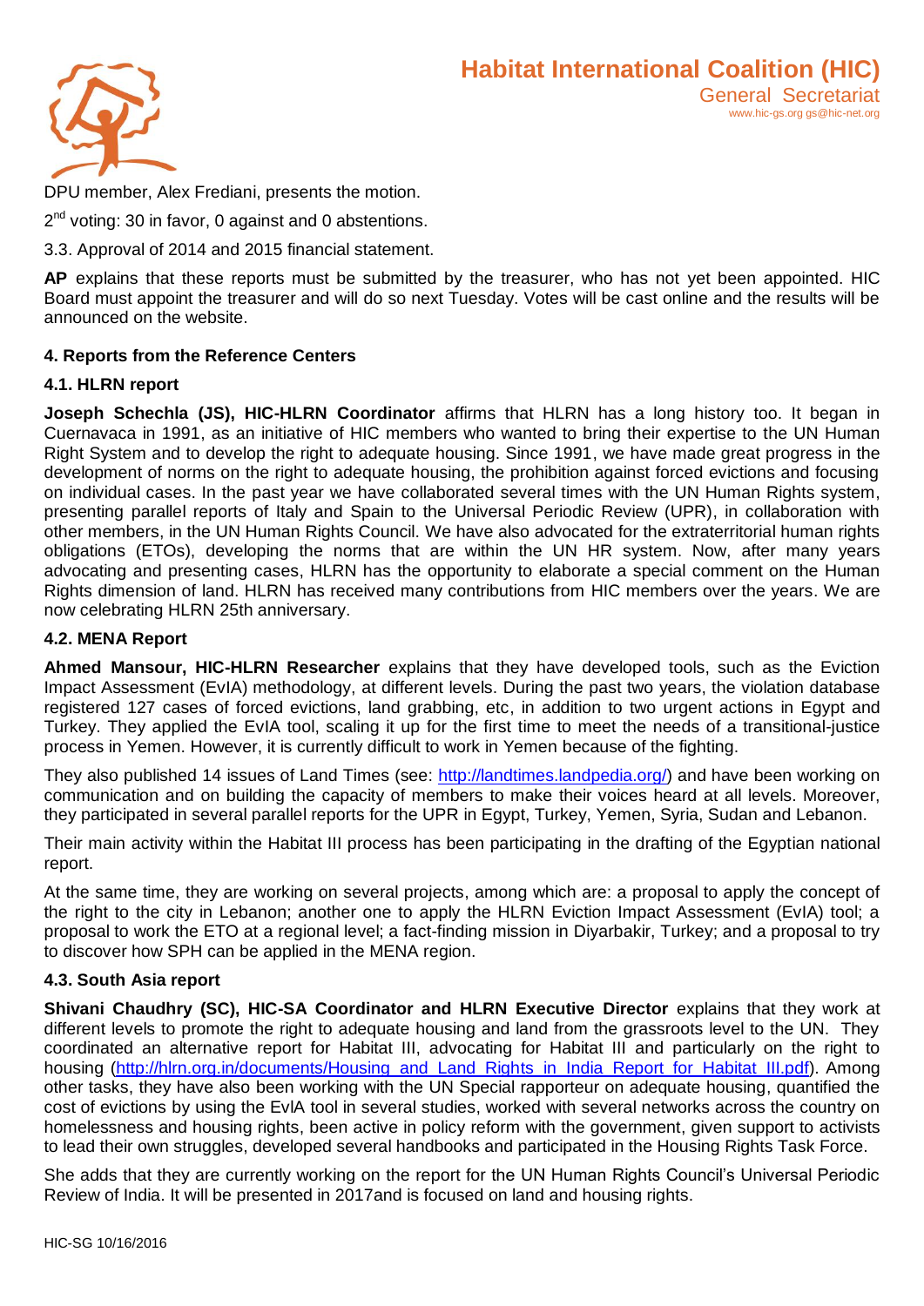DPU member, Alex Frediani, presents the motion.

2nd voting: 30 in favor, 0 against and 0 abstentions.

3.3. Approval of 2014 and 2015 financial statement.

**AP** explains that these reports must be submitted by the treasurer, who has not yet been appointed. HIC Board must appoint the treasurer and will do so next Tuesday. Votes will be cast online and the results will be announced on the website.

**4. Reports from the Reference Centers**

**4.1. HLRN report**

**Joseph Schechla (JS), HIC-HLRN Coordinator** affirms that HLRN has a long history too. It began in Cuernavaca in 1991, as an initiative of HIC members who wanted to bring their expertise to the UN Human Right System and to develop the right to adequate housing. Since 1991, we have made great progress in the development of norms on the right to adequate housing, the prohibition against forced evictions and focusing on individual cases. In the past year we have collaborated several times with the UN Human Rights system, presenting parallel reports of Italy and Spain to the Universal Periodic Review (UPR), in collaboration with other members, in the UN Human Rights Council. We have also advocated for the extraterritorial human rights obligations (ETOs), developing the norms that are within the UN HR system. Now, after many years advocating and presenting cases, HLRN has the opportunity to elaborate a special comment on the Human Rights dimension of land. HLRN has received many contributions from HIC members over the years. We are now celebrating HLRN 25th anniversary.

**4.2. MENA Report**

**Ahmed Mansour, HIC-HLRN Researcher** explains that they have developed tools, such as the Eviction Impact Assessment (EvIA) methodology, at different levels. During the past two years, the violation database registered 127 cases of forced evictions, land grabbing, etc, in addition to two urgent actions in Egypt and Turkey. They applied the EvIA tool, scaling it up for the first time to meet the needs of a transitional-justice process in Yemen. However, it is currently difficult to work in Yemen because of the fighting.

They also published 14 issues of Land Times (see: http://landtimes.landpedia.org/) and have been working on communication and on building the capacity of members to make their voices heard at all levels. Moreover, they participated in several parallel reports for the UPR in Egypt, Turkey, Yemen, Syria, Sudan and Lebanon.

Their main activity within the Habitat III process has been participating in the drafting of the Egyptian national report.

At the same time, they are working on several projects, among which are: a proposal to apply the concept of the right to the city in Lebanon; another one to apply the HLRN Eviction Impact Assessment (EvIA) tool; a proposal to work the ETO at a regional level; a fact-finding mission in Diyarbakir, Turkey; and a proposal to try to discover how SPH can be applied in the MENA region.

**4.3. South Asia report**

**Shivani Chaudhry (SC), HIC-SA Coordinator and HLRN Executive Director** explains that they work at different levels to promote the right to adequate housing and land from the grassroots level to the UN. They coordinated an alternative report for Habitat III, advocating for Habitat III and particularly on the right to housing (http://hlrn.org.in/documents/Housing_and_Land_Rights_in_India_Report_for_Habitat_III.pdf). Among other tasks, they have also been working with the UN Special rapporteur on adequate housing, quantified the cost of evictions by using the EvIA tool in several studies, worked with several networks across the country on homelessness and housing rights, been active in policy reform with the government, given support to activists to lead their own struggles, developed several handbooks and participated in the Housing Rights Task Force.

She adds that they are currently working on the report for the UN Human Rights Council's Universal Periodic Review of India. It will be presented in 2017and is focused on land and housing rights.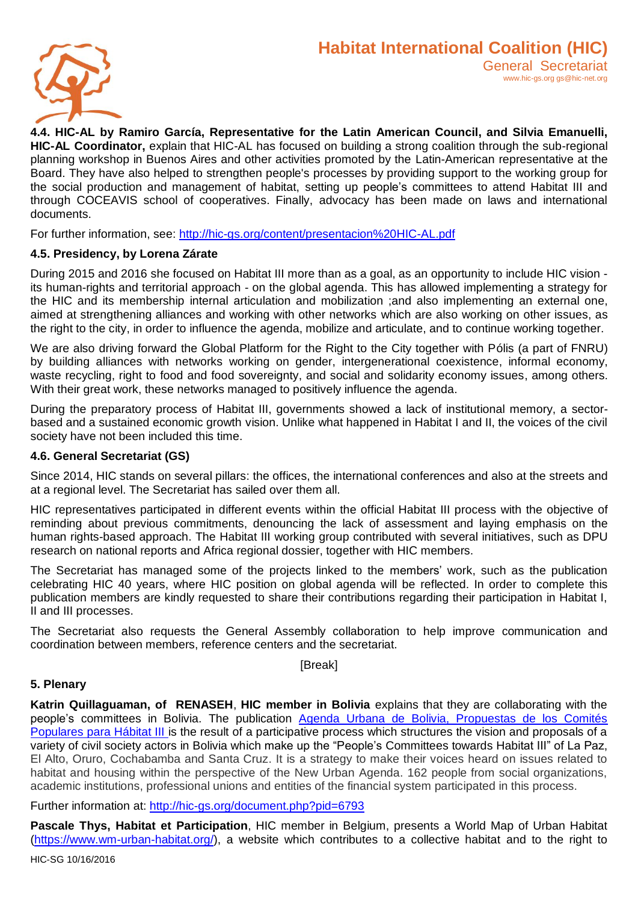**4.4. HIC-AL by Ramiro García, Representative for the Latin American Council, and Silvia Emanuelli, HIC-AL Coordinator,** explain that HIC-AL has focused on building a strong coalition through the sub-regional planning workshop in Buenos Aires and other activities promoted by the Latin-American representative at the Board. They have also helped to strengthen people's processes by providing support to the working group for the social production and management of habitat, setting up people's committees to attend Habitat III and through COCEAVIS school of cooperatives. Finally, advocacy has been made on laws and international documents.

For further information, see: http://hic-gs.org/content/presentacion%20HIC-AL.pdf

#### 4.5. Presidency, by Lorena Zárate

During 2015 and 2016 she focused on Habitat III more than as a goal, as an opportunity to include HIC vision - its human-rights and territorial approach - on the global agenda. This has allowed implementing a strategy for the HIC and its membership internal articulation and mobilization ;and also implementing an external one, aimed at strengthening alliances and working with other networks which are also working on other issues, as the right to the city, in order to influence the agenda, mobilize and articulate, and to continue working together.

We are also driving forward the Global Platform for the Right to the City together with Pólis (a part of FNRU) by building alliances with networks working on gender, intergenerational coexistence, informal economy, waste recycling, right to food and food sovereignty, and social and solidarity economy issues, among others. With their great work, these networks managed to positively influence the agenda.

During the preparatory process of Habitat III, governments showed a lack of institutional memory, a sector-based and a sustained economic growth vision. Unlike what happened in Habitat I and II, the voices of the civil society have not been included this time.

#### 4.6. General Secretariat (GS)

Since 2014, HIC stands on several pillars: the offices, the international conferences and also at the streets and at a regional level. The Secretariat has sailed over them all.

HIC representatives participated in different events within the official Habitat III process with the objective of reminding about previous commitments, denouncing the lack of assessment and laying emphasis on the human rights-based approach. The Habitat III working group contributed with several initiatives, such as DPU research on national reports and Africa regional dossier, together with HIC members.

The Secretariat has managed some of the projects linked to the members' work, such as the publication celebrating HIC 40 years, where HIC position on global agenda will be reflected. In order to complete this publication members are kindly requested to share their contributions regarding their participation in Habitat I, II and III processes.

The Secretariat also requests the General Assembly collaboration to help improve communication and coordination between members, reference centers and the secretariat.

[Break]

### 5. Plenary

**Katrin Quillaguaman, of RENASEH**, **HIC member in Bolivia** explains that they are collaborating with the people's committees in Bolivia. The publication Agenda Urbana de Bolivia, Propuestas de los Comités Populares para Hábitat III is the result of a participative process which structures the vision and proposals of a variety of civil society actors in Bolivia which make up the "People's Committees towards Habitat III" of La Paz, El Alto, Oruro, Cochabamba and Santa Cruz. It is a strategy to make their voices heard on issues related to habitat and housing within the perspective of the New Urban Agenda. 162 people from social organizations, academic institutions, professional unions and entities of the financial system participated in this process.

Further information at: http://hic-gs.org/document.php?pid=6793

**Pascale Thys, Habitat et Participation**, HIC member in Belgium, presents a World Map of Urban Habitat (https://www.wm-urban-habitat.org/), a website which contributes to a collective habitat and to the right to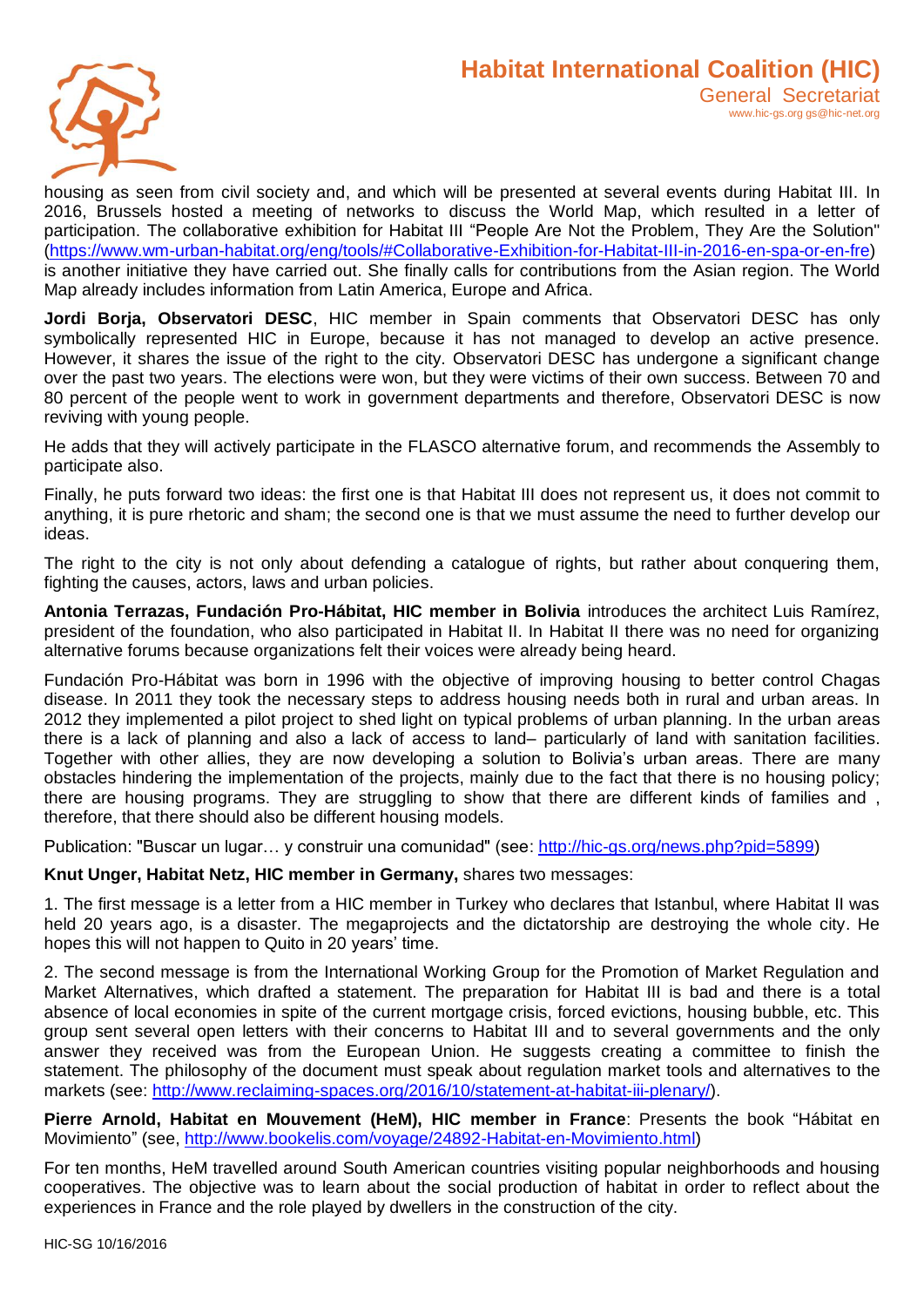housing as seen from civil society and, and which will be presented at several events during Habitat III. In 2016, Brussels hosted a meeting of networks to discuss the World Map, which resulted in a letter of participation. The collaborative exhibition for Habitat III "People Are Not the Problem, They Are the Solution" (https://www.wm-urban-habitat.org/eng/tools/#Collaborative-Exhibition-for-Habitat-III-in-2016-en-spa-or-en-fre) is another initiative they have carried out. She finally calls for contributions from the Asian region. The World Map already includes information from Latin America, Europe and Africa.

**Jordi Borja, Observatori DESC**, HIC member in Spain comments that Observatori DESC has only symbolically represented HIC in Europe, because it has not managed to develop an active presence. However, it shares the issue of the right to the city. Observatori DESC has undergone a significant change over the past two years. The elections were won, but they were victims of their own success. Between 70 and 80 percent of the people went to work in government departments and therefore, Observatori DESC is now reviving with young people.

He adds that they will actively participate in the FLASCO alternative forum, and recommends the Assembly to participate also.

Finally, he puts forward two ideas: the first one is that Habitat III does not represent us, it does not commit to anything, it is pure rhetoric and sham; the second one is that we must assume the need to further develop our ideas.

The right to the city is not only about defending a catalogue of rights, but rather about conquering them, fighting the causes, actors, laws and urban policies.

**Antonia Terrazas, Fundación Pro-Hábitat, HIC member in Bolivia** introduces the architect Luis Ramírez, president of the foundation, who also participated in Habitat II. In Habitat II there was no need for organizing alternative forums because organizations felt their voices were already being heard.

Fundación Pro-Hábitat was born in 1996 with the objective of improving housing to better control Chagas disease. In 2011 they took the necessary steps to address housing needs both in rural and urban areas. In 2012 they implemented a pilot project to shed light on typical problems of urban planning. In the urban areas there is a lack of planning and also a lack of access to land– particularly of land with sanitation facilities. Together with other allies, they are now developing a solution to Bolivia's urban areas. There are many obstacles hindering the implementation of the projects, mainly due to the fact that there is no housing policy; there are housing programs. They are struggling to show that there are different kinds of families and , therefore, that there should also be different housing models.

Publication: "Buscar un lugar… y construir una comunidad" (see: http://hic-gs.org/news.php?pid=5899)

**Knut Unger, Habitat Netz, HIC member in Germany,** shares two messages:

1. The first message is a letter from a HIC member in Turkey who declares that Istanbul, where Habitat II was held 20 years ago, is a disaster. The megaprojects and the dictatorship are destroying the whole city. He hopes this will not happen to Quito in 20 years' time.

2. The second message is from the International Working Group for the Promotion of Market Regulation and Market Alternatives, which drafted a statement. The preparation for Habitat III is bad and there is a total absence of local economies in spite of the current mortgage crisis, forced evictions, housing bubble, etc. This group sent several open letters with their concerns to Habitat III and to several governments and the only answer they received was from the European Union. He suggests creating a committee to finish the statement. The philosophy of the document must speak about regulation market tools and alternatives to the markets (see: http://www.reclaiming-spaces.org/2016/10/statement-at-habitat-iii-plenary/).

**Pierre Arnold, Habitat en Mouvement (HeM), HIC member in France**: Presents the book "Hábitat en Movimiento" (see, http://www.bookelis.com/voyage/24892-Habitat-en-Movimiento.html)

For ten months, HeM travelled around South American countries visiting popular neighborhoods and housing cooperatives. The objective was to learn about the social production of habitat in order to reflect about the experiences in France and the role played by dwellers in the construction of the city.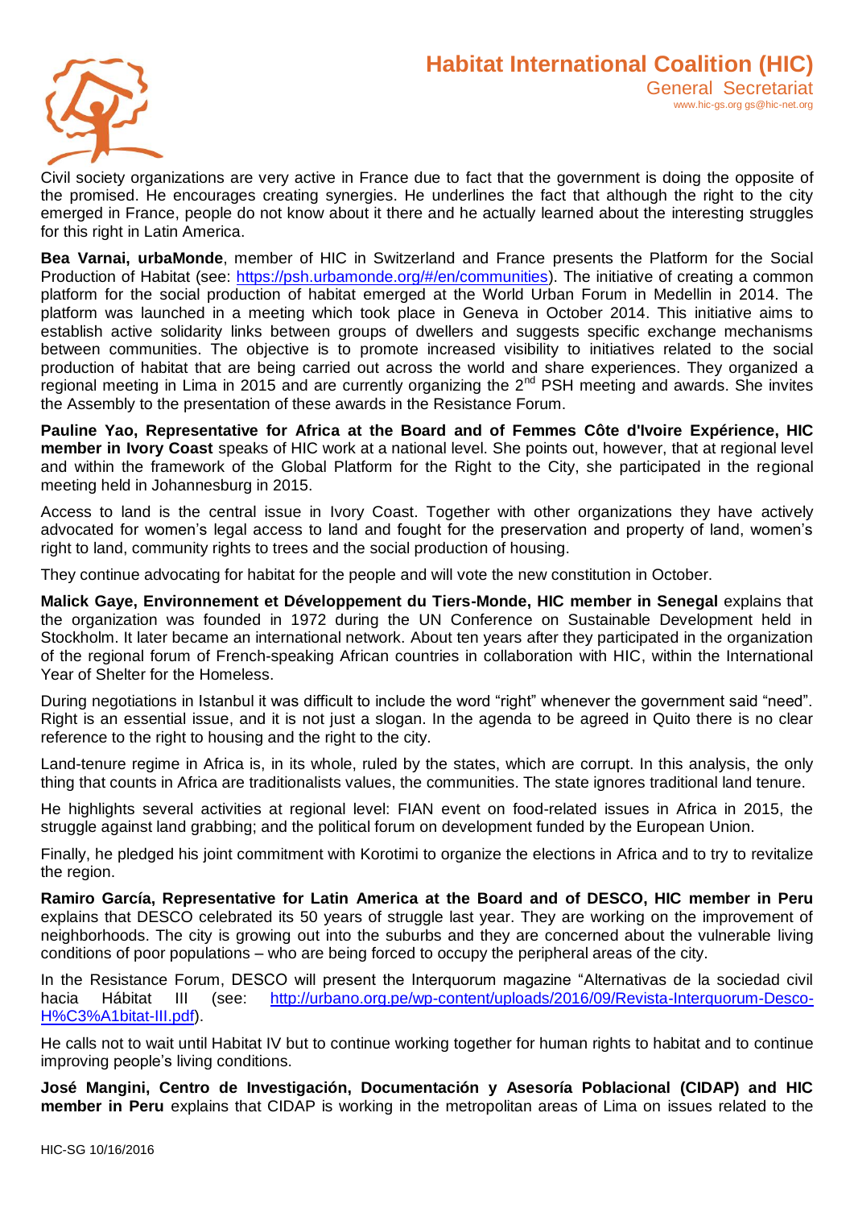Civil society organizations are very active in France due to fact that the government is doing the opposite of the promised. He encourages creating synergies. He underlines the fact that although the right to the city emerged in France, people do not know about it there and he actually learned about the interesting struggles for this right in Latin America.

**Bea Varnai, urbaMonde**, member of HIC in Switzerland and France presents the Platform for the Social Production of Habitat (see: https://psh.urbamonde.org/#/en/communities). The initiative of creating a common platform for the social production of habitat emerged at the World Urban Forum in Medellin in 2014. The platform was launched in a meeting which took place in Geneva in October 2014. This initiative aims to establish active solidarity links between groups of dwellers and suggests specific exchange mechanisms between communities. The objective is to promote increased visibility to initiatives related to the social production of habitat that are being carried out across the world and share experiences. They organized a regional meeting in Lima in 2015 and are currently organizing the 2nd PSH meeting and awards. She invites the Assembly to the presentation of these awards in the Resistance Forum.

**Pauline Yao, Representative for Africa at the Board and of Femmes Côte d'Ivoire Expérience, HIC member in Ivory Coast** speaks of HIC work at a national level. She points out, however, that at regional level and within the framework of the Global Platform for the Right to the City, she participated in the regional meeting held in Johannesburg in 2015.

Access to land is the central issue in Ivory Coast. Together with other organizations they have actively advocated for women's legal access to land and fought for the preservation and property of land, women's right to land, community rights to trees and the social production of housing.

They continue advocating for habitat for the people and will vote the new constitution in October.

**Malick Gaye, Environnement et Développement du Tiers-Monde, HIC member in Senegal** explains that the organization was founded in 1972 during the UN Conference on Sustainable Development held in Stockholm. It later became an international network. About ten years after they participated in the organization of the regional forum of French-speaking African countries in collaboration with HIC, within the International Year of Shelter for the Homeless.

During negotiations in Istanbul it was difficult to include the word "right" whenever the government said "need". Right is an essential issue, and it is not just a slogan. In the agenda to be agreed in Quito there is no clear reference to the right to housing and the right to the city.

Land-tenure regime in Africa is, in its whole, ruled by the states, which are corrupt. In this analysis, the only thing that counts in Africa are traditionalists values, the communities. The state ignores traditional land tenure.

He highlights several activities at regional level: FIAN event on food-related issues in Africa in 2015, the struggle against land grabbing; and the political forum on development funded by the European Union.

Finally, he pledged his joint commitment with Korotimi to organize the elections in Africa and to try to revitalize the region.

**Ramiro García, Representative for Latin America at the Board and of DESCO, HIC member in Peru** explains that DESCO celebrated its 50 years of struggle last year. They are working on the improvement of neighborhoods. The city is growing out into the suburbs and they are concerned about the vulnerable living conditions of poor populations – who are being forced to occupy the peripheral areas of the city.

In the Resistance Forum, DESCO will present the Interquorum magazine "Alternativas de la sociedad civil hacia Hábitat III (see: http://urbano.org.pe/wp-content/uploads/2016/09/Revista-Interquorum-Desco-H%C3%A1bitat-III.pdf).

He calls not to wait until Habitat IV but to continue working together for human rights to habitat and to continue improving people's living conditions.

**José Mangini, Centro de Investigación, Documentación y Asesoría Poblacional (CIDAP) and HIC member in Peru** explains that CIDAP is working in the metropolitan areas of Lima on issues related to the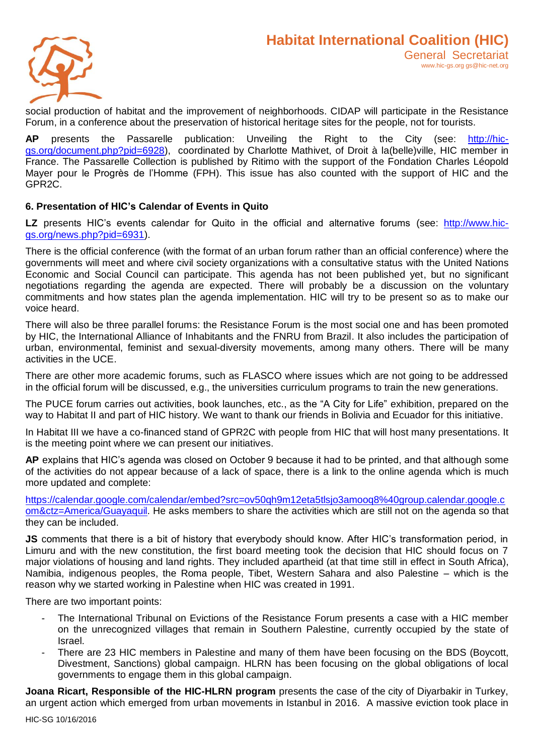social production of habitat and the improvement of neighborhoods. CIDAP will participate in the Resistance Forum, in a conference about the preservation of historical heritage sites for the people, not for tourists.

**AP** presents the Passarelle publication: Unveiling the Right to the City (see: [http://hic-gs.org/document.php?pid=6928](http://hic-gs.org/document.php?pid=6928)), coordinated by Charlotte Mathivet, of Droit à la(belle)ville, HIC member in France. The Passarelle Collection is published by Ritimo with the support of the Fondation Charles Léopold Mayer pour le Progrès de l'Homme (FPH). This issue has also counted with the support of HIC and the GPR2C.

### 6. Presentation of HIC's Calendar of Events in Quito

**LZ** presents HIC's events calendar for Quito in the official and alternative forums (see: [http://www.hic-gs.org/news.php?pid=6931](http://www.hic-gs.org/news.php?pid=6931)).

There is the official conference (with the format of an urban forum rather than an official conference) where the governments will meet and where civil society organizations with a consultative status with the United Nations Economic and Social Council can participate. This agenda has not been published yet, but no significant negotiations regarding the agenda are expected. There will probably be a discussion on the voluntary commitments and how states plan the agenda implementation. HIC will try to be present so as to make our voice heard.

There will also be three parallel forums: the Resistance Forum is the most social one and has been promoted by HIC, the International Alliance of Inhabitants and the FNRU from Brazil. It also includes the participation of urban, environmental, feminist and sexual-diversity movements, among many others. There will be many activities in the UCE.

There are other more academic forums, such as FLASCO where issues which are not going to be addressed in the official forum will be discussed, e.g., the universities curriculum programs to train the new generations.

The PUCE forum carries out activities, book launches, etc., as the "A City for Life" exhibition, prepared on the way to Habitat II and part of HIC history. We want to thank our friends in Bolivia and Ecuador for this initiative.

In Habitat III we have a co-financed stand of GPR2C with people from HIC that will host many presentations. It is the meeting point where we can present our initiatives.

**AP** explains that HIC's agenda was closed on October 9 because it had to be printed, and that although some of the activities do not appear because of a lack of space, there is a link to the online agenda which is much more updated and complete:

[https://calendar.google.com/calendar/embed?src=ov50qh9m12eta5tlsjo3amooq8%40group.calendar.google.com&ctz=America/Guayaquil](https://calendar.google.com/calendar/embed?src=ov50qh9m12eta5tlsjo3amooq8%40group.calendar.google.com&ctz=America/Guayaquil). He asks members to share the activities which are still not on the agenda so that they can be included.

**JS** comments that there is a bit of history that everybody should know. After HIC's transformation period, in Limuru and with the new constitution, the first board meeting took the decision that HIC should focus on 7 major violations of housing and land rights. They included apartheid (at that time still in effect in South Africa), Namibia, indigenous peoples, the Roma people, Tibet, Western Sahara and also Palestine – which is the reason why we started working in Palestine when HIC was created in 1991.

There are two important points:

- The International Tribunal on Evictions of the Resistance Forum presents a case with a HIC member on the unrecognized villages that remain in Southern Palestine, currently occupied by the state of Israel.
- There are 23 HIC members in Palestine and many of them have been focusing on the BDS (Boycott, Divestment, Sanctions) global campaign. HLRN has been focusing on the global obligations of local governments to engage them in this global campaign.

**Joana Ricart, Responsible of the HIC-HLRN program** presents the case of the city of Diyarbakir in Turkey, an urgent action which emerged from urban movements in Istanbul in 2016. A massive eviction took place in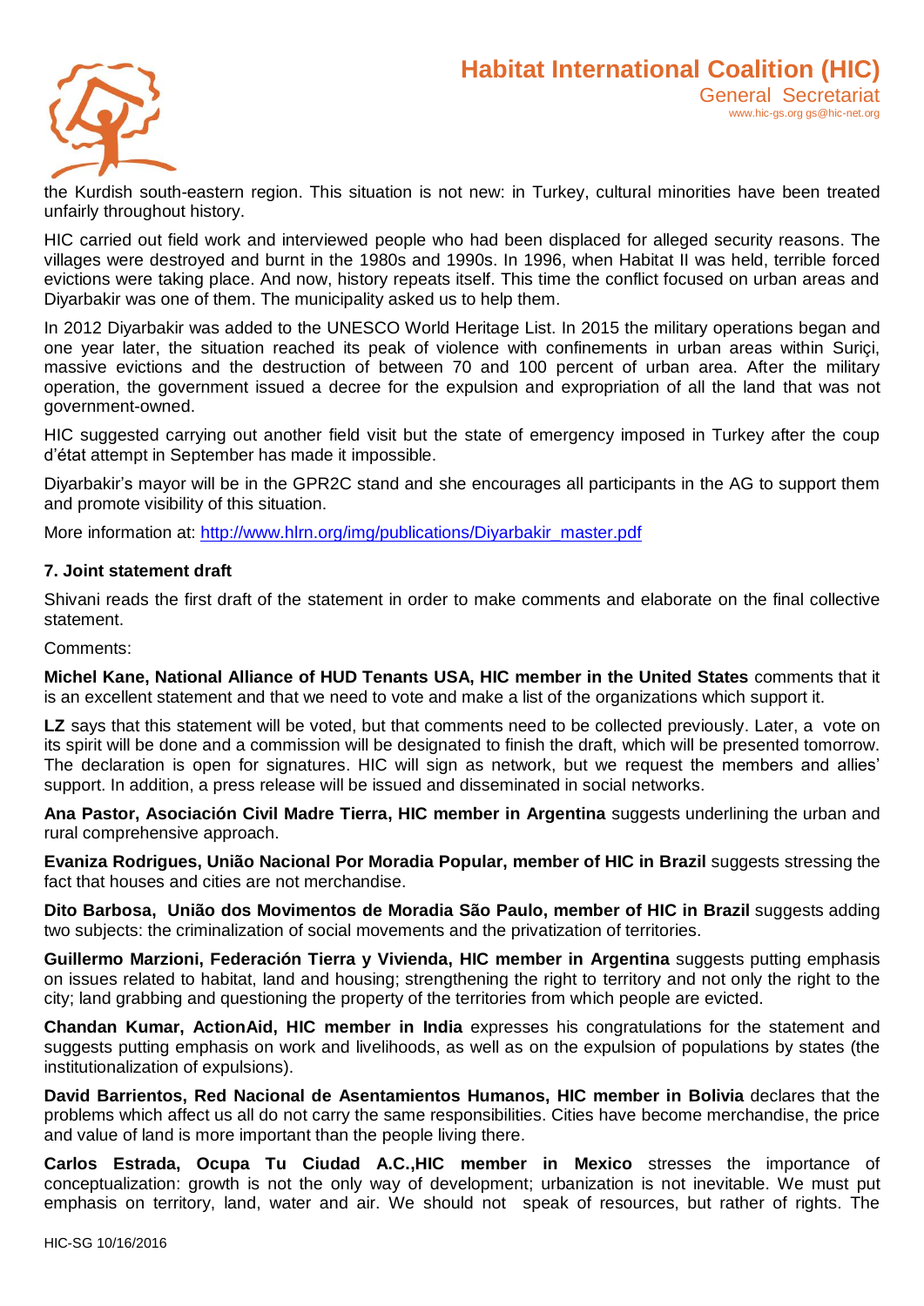the Kurdish south-eastern region. This situation is not new: in Turkey, cultural minorities have been treated unfairly throughout history.

HIC carried out field work and interviewed people who had been displaced for alleged security reasons. The villages were destroyed and burnt in the 1980s and 1990s. In 1996, when Habitat II was held, terrible forced evictions were taking place. And now, history repeats itself. This time the conflict focused on urban areas and Diyarbakir was one of them. The municipality asked us to help them.

In 2012 Diyarbakir was added to the UNESCO World Heritage List. In 2015 the military operations began and one year later, the situation reached its peak of violence with confinements in urban areas within Suriçi, massive evictions and the destruction of between 70 and 100 percent of urban area. After the military operation, the government issued a decree for the expulsion and expropriation of all the land that was not government-owned.

HIC suggested carrying out another field visit but the state of emergency imposed in Turkey after the coup d'état attempt in September has made it impossible.

Diyarbakir's mayor will be in the GPR2C stand and she encourages all participants in the AG to support them and promote visibility of this situation.

More information at: http://www.hlrn.org/img/publications/Diyarbakir_master.pdf

### 7. Joint statement draft

Shivani reads the first draft of the statement in order to make comments and elaborate on the final collective statement.

Comments:

**Michel Kane, National Alliance of HUD Tenants USA, HIC member in the United States** comments that it is an excellent statement and that we need to vote and make a list of the organizations which support it.

**LZ** says that this statement will be voted, but that comments need to be collected previously. Later, a vote on its spirit will be done and a commission will be designated to finish the draft, which will be presented tomorrow. The declaration is open for signatures. HIC will sign as network, but we request the members and allies' support. In addition, a press release will be issued and disseminated in social networks.

**Ana Pastor, Asociación Civil Madre Tierra, HIC member in Argentina** suggests underlining the urban and rural comprehensive approach.

**Evaniza Rodrigues, União Nacional Por Moradia Popular, member of HIC in Brazil** suggests stressing the fact that houses and cities are not merchandise.

**Dito Barbosa, União dos Movimentos de Moradia São Paulo, member of HIC in Brazil** suggests adding two subjects: the criminalization of social movements and the privatization of territories.

**Guillermo Marzioni, Federación Tierra y Vivienda, HIC member in Argentina** suggests putting emphasis on issues related to habitat, land and housing; strengthening the right to territory and not only the right to the city; land grabbing and questioning the property of the territories from which people are evicted.

**Chandan Kumar, ActionAid, HIC member in India** expresses his congratulations for the statement and suggests putting emphasis on work and livelihoods, as well as on the expulsion of populations by states (the institutionalization of expulsions).

**David Barrientos, Red Nacional de Asentamientos Humanos, HIC member in Bolivia** declares that the problems which affect us all do not carry the same responsibilities. Cities have become merchandise, the price and value of land is more important than the people living there.

**Carlos Estrada, Ocupa Tu Ciudad A.C.,HIC member in Mexico** stresses the importance of conceptualization: growth is not the only way of development; urbanization is not inevitable. We must put emphasis on territory, land, water and air. We should not speak of resources, but rather of rights. The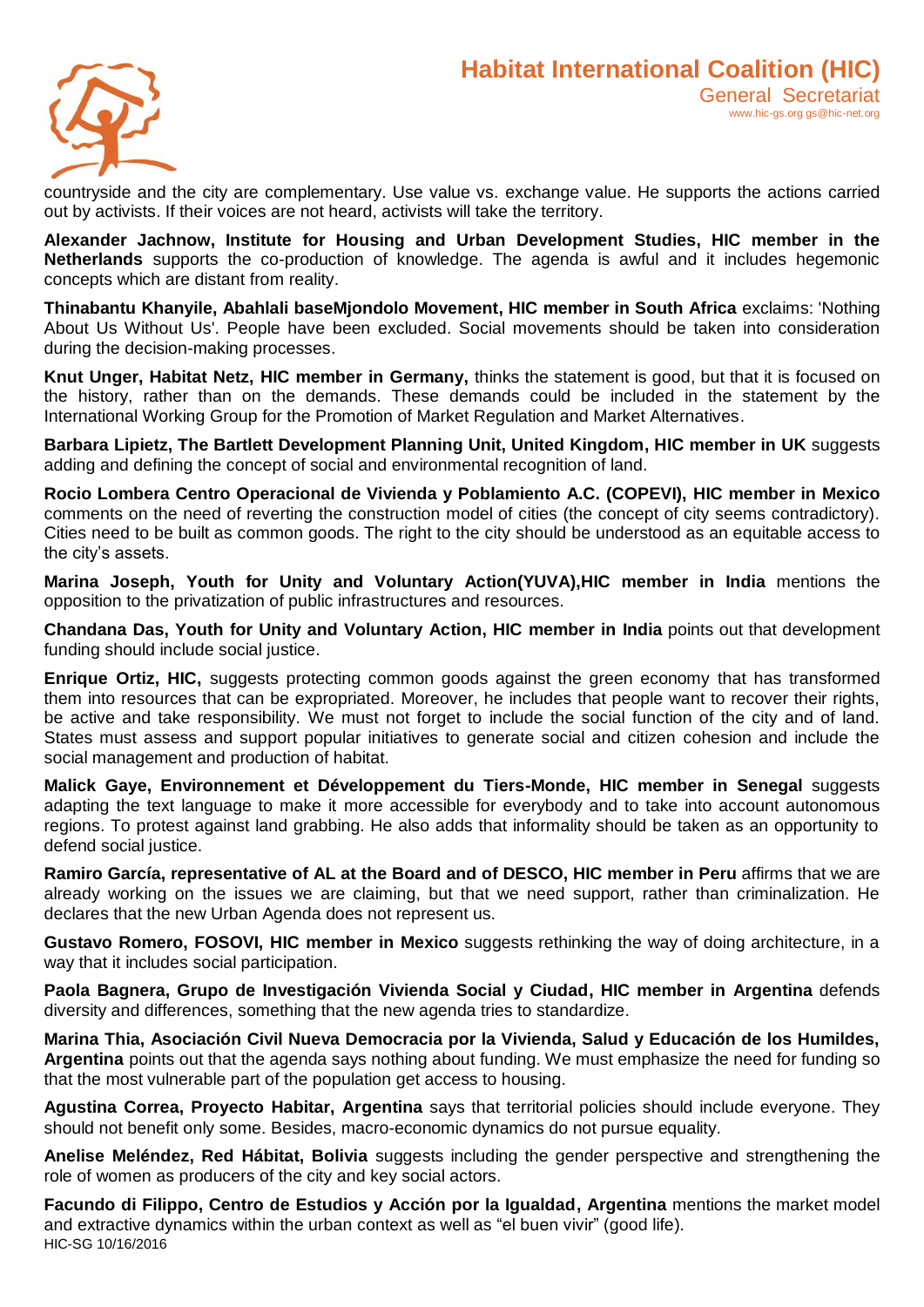countryside and the city are complementary. Use value vs. exchange value. He supports the actions carried out by activists. If their voices are not heard, activists will take the territory.

**Alexander Jachnow, Institute for Housing and Urban Development Studies, HIC member in the Netherlands** supports the co-production of knowledge. The agenda is awful and it includes hegemonic concepts which are distant from reality.

**Thinabantu Khanyile, Abahlali baseMjondolo Movement, HIC member in South Africa** exclaims: 'Nothing About Us Without Us'. People have been excluded. Social movements should be taken into consideration during the decision-making processes.

**Knut Unger, Habitat Netz, HIC member in Germany,** thinks the statement is good, but that it is focused on the history, rather than on the demands. These demands could be included in the statement by the International Working Group for the Promotion of Market Regulation and Market Alternatives.

**Barbara Lipietz, The Bartlett Development Planning Unit, United Kingdom, HIC member in UK** suggests adding and defining the concept of social and environmental recognition of land.

**Rocio Lombera Centro Operacional de Vivienda y Poblamiento A.C. (COPEVI), HIC member in Mexico** comments on the need of reverting the construction model of cities (the concept of city seems contradictory). Cities need to be built as common goods. The right to the city should be understood as an equitable access to the city's assets.

**Marina Joseph, Youth for Unity and Voluntary Action(YUVA),HIC member in India** mentions the opposition to the privatization of public infrastructures and resources.

**Chandana Das, Youth for Unity and Voluntary Action, HIC member in India** points out that development funding should include social justice.

**Enrique Ortiz, HIC,** suggests protecting common goods against the green economy that has transformed them into resources that can be expropriated. Moreover, he includes that people want to recover their rights, be active and take responsibility. We must not forget to include the social function of the city and of land. States must assess and support popular initiatives to generate social and citizen cohesion and include the social management and production of habitat.

**Malick Gaye, Environnement et Développement du Tiers-Monde, HIC member in Senegal** suggests adapting the text language to make it more accessible for everybody and to take into account autonomous regions. To protest against land grabbing. He also adds that informality should be taken as an opportunity to defend social justice.

**Ramiro García, representative of AL at the Board and of DESCO, HIC member in Peru** affirms that we are already working on the issues we are claiming, but that we need support, rather than criminalization. He declares that the new Urban Agenda does not represent us.

**Gustavo Romero, FOSOVI, HIC member in Mexico** suggests rethinking the way of doing architecture, in a way that it includes social participation.

**Paola Bagnera, Grupo de Investigación Vivienda Social y Ciudad, HIC member in Argentina** defends diversity and differences, something that the new agenda tries to standardize.

**Marina Thia, Asociación Civil Nueva Democracia por la Vivienda, Salud y Educación de los Humildes, Argentina** points out that the agenda says nothing about funding. We must emphasize the need for funding so that the most vulnerable part of the population get access to housing.

**Agustina Correa, Proyecto Habitar, Argentina** says that territorial policies should include everyone. They should not benefit only some. Besides, macro-economic dynamics do not pursue equality.

**Anelise Meléndez, Red Hábitat, Bolivia** suggests including the gender perspective and strengthening the role of women as producers of the city and key social actors.

**Facundo di Filippo, Centro de Estudios y Acción por la Igualdad, Argentina** mentions the market model and extractive dynamics within the urban context as well as "el buen vivir" (good life).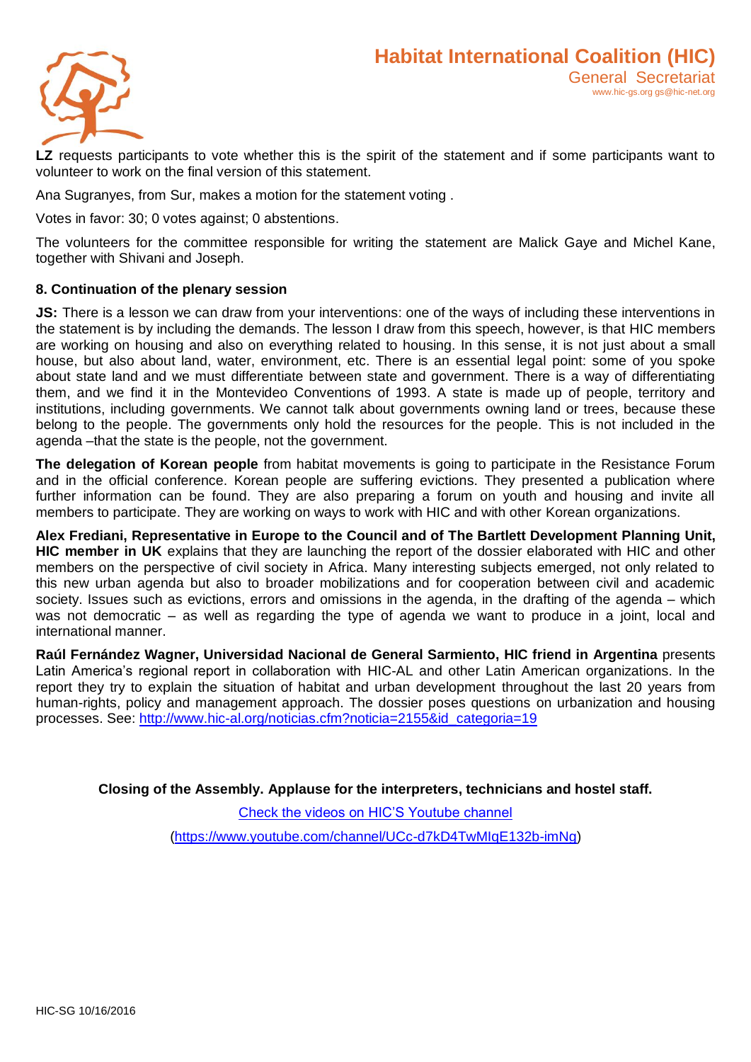**LZ** requests participants to vote whether this is the spirit of the statement and if some participants want to volunteer to work on the final version of this statement.

Ana Sugranyes, from Sur, makes a motion for the statement voting .

Votes in favor: 30; 0 votes against; 0 abstentions.

The volunteers for the committee responsible for writing the statement are Malick Gaye and Michel Kane, together with Shivani and Joseph.

**8. Continuation of the plenary session**

**JS:** There is a lesson we can draw from your interventions: one of the ways of including these interventions in the statement is by including the demands. The lesson I draw from this speech, however, is that HIC members are working on housing and also on everything related to housing. In this sense, it is not just about a small house, but also about land, water, environment, etc. There is an essential legal point: some of you spoke about state land and we must differentiate between state and government. There is a way of differentiating them, and we find it in the Montevideo Conventions of 1993. A state is made up of people, territory and institutions, including governments. We cannot talk about governments owning land or trees, because these belong to the people. The governments only hold the resources for the people. This is not included in the agenda –that the state is the people, not the government.

**The delegation of Korean people** from habitat movements is going to participate in the Resistance Forum and in the official conference. Korean people are suffering evictions. They presented a publication where further information can be found. They are also preparing a forum on youth and housing and invite all members to participate. They are working on ways to work with HIC and with other Korean organizations.

**Alex Frediani, Representative in Europe to the Council and of The Bartlett Development Planning Unit, HIC member in UK** explains that they are launching the report of the dossier elaborated with HIC and other members on the perspective of civil society in Africa. Many interesting subjects emerged, not only related to this new urban agenda but also to broader mobilizations and for cooperation between civil and academic society. Issues such as evictions, errors and omissions in the agenda, in the drafting of the agenda – which was not democratic – as well as regarding the type of agenda we want to produce in a joint, local and international manner.

**Raúl Fernández Wagner, Universidad Nacional de General Sarmiento, HIC friend in Argentina** presents Latin America's regional report in collaboration with HIC-AL and other Latin American organizations. In the report they try to explain the situation of habitat and urban development throughout the last 20 years from human-rights, policy and management approach. The dossier poses questions on urbanization and housing processes. See: [http://www.hic-al.org/noticias.cfm?noticia=2155&id_categoria=19](http://www.hic-al.org/noticias.cfm?noticia=2155&id_categoria=19)

**Closing of the Assembly. Applause for the interpreters, technicians and hostel staff.**

[Check the videos on HIC'S Youtube channel](https://www.youtube.com/channel/UCc-d7kD4TwMIqE132b-imNg)

([https://www.youtube.com/channel/UCc-d7kD4TwMIqE132b-imNg](https://www.youtube.com/channel/UCc-d7kD4TwMIqE132b-imNg))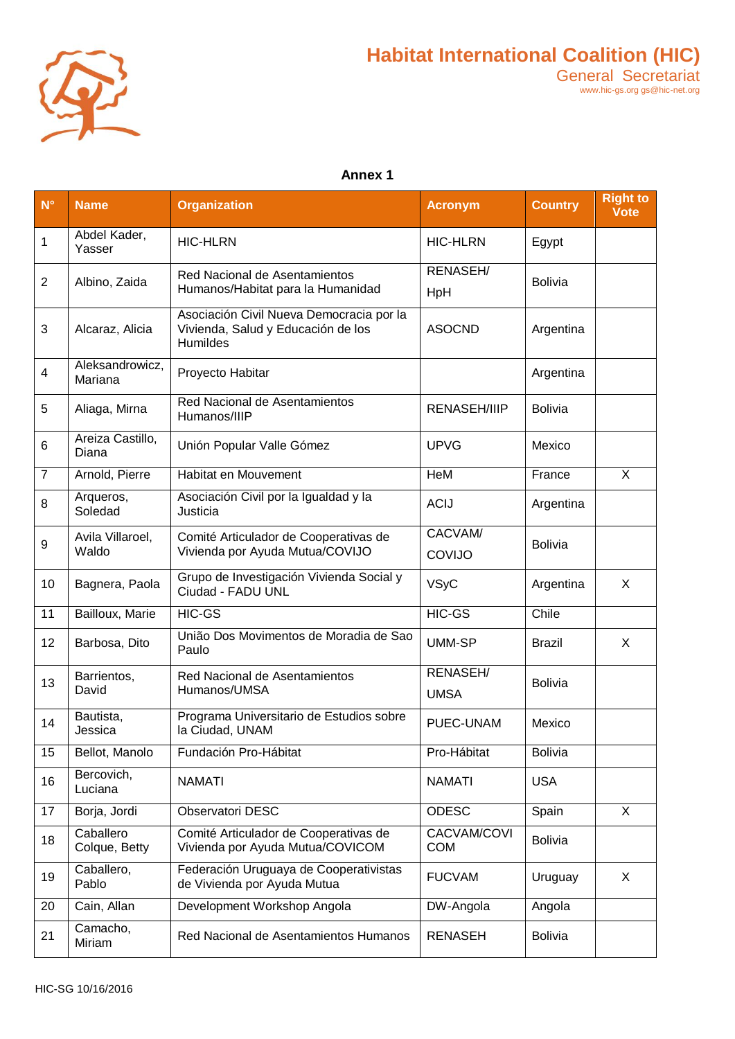**Annex 1**

| N° | Name | Organization | Acronym | Country | Right to Vote |
|---|---|---|---|---|---|
| 1 | Abdel Kader, Yasser | HIC-HLRN | HIC-HLRN | Egypt | |
| 2 | Albino, Zaida | Red Nacional de Asentamientos Humanos/Habitat para la Humanidad | RENASEH/ HpH | Bolivia | |
| 3 | Alcaraz, Alicia | Asociación Civil Nueva Democracia por la Vivienda, Salud y Educación de los Humildes | ASOCND | Argentina | |
| 4 | Aleksandrowicz, Mariana | Proyecto Habitar | | Argentina | |
| 5 | Aliaga, Mirna | Red Nacional de Asentamientos Humanos/IIIP | RENASEH/IIIP | Bolivia | |
| 6 | Areiza Castillo, Diana | Unión Popular Valle Gómez | UPVG | Mexico | |
| 7 | Arnold, Pierre | Habitat en Mouvement | HeM | France | X |
| 8 | Arqueros, Soledad | Asociación Civil por la Igualdad y la Justicia | ACIJ | Argentina | |
| 9 | Avila Villaroel, Waldo | Comité Articulador de Cooperativas de Vivienda por Ayuda Mutua/COVIJO | CACVAM/ COVIJO | Bolivia | |
| 10 | Bagnera, Paola | Grupo de Investigación Vivienda Social y Ciudad - FADU UNL | VSyC | Argentina | X |
| 11 | Bailloux, Marie | HIC-GS | HIC-GS | Chile | |
| 12 | Barbosa, Dito | União Dos Movimentos de Moradia de Sao Paulo | UMM-SP | Brazil | X |
| 13 | Barrientos, David | Red Nacional de Asentamientos Humanos/UMSA | RENASEH/ UMSA | Bolivia | |
| 14 | Bautista, Jessica | Programa Universitario de Estudios sobre la Ciudad, UNAM | PUEC-UNAM | Mexico | |
| 15 | Bellot, Manolo | Fundación Pro-Hábitat | Pro-Hábitat | Bolivia | |
| 16 | Bercovich, Luciana | NAMATI | NAMATI | USA | |
| 17 | Borja, Jordi | Observatori DESC | ODESC | Spain | X |
| 18 | Caballero Colque, Betty | Comité Articulador de Cooperativas de Vivienda por Ayuda Mutua/COVICOM | CACVAM/COVICOM | Bolivia | |
| 19 | Caballero, Pablo | Federación Uruguaya de Cooperativistas de Vivienda por Ayuda Mutua | FUCVAM | Uruguay | X |
| 20 | Cain, Allan | Development Workshop Angola | DW-Angola | Angola | |
| 21 | Camacho, Miriam | Red Nacional de Asentamientos Humanos | RENASEH | Bolivia | |

HIC-SG 10/16/2016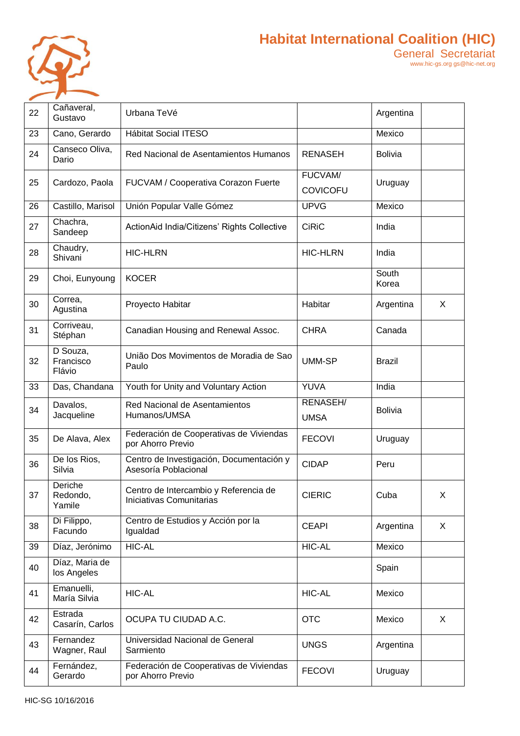| | | | | | |
|---|---|---|---|---|---|
| 22 | Cañaveral, Gustavo | Urbana TeVé | | Argentina | |
| 23 | Cano, Gerardo | Hábitat Social ITESO | | Mexico | |
| 24 | Canseco Oliva, Dario | Red Nacional de Asentamientos Humanos | RENASEH | Bolivia | |
| 25 | Cardozo, Paola | FUCVAM / Cooperativa Corazon Fuerte | FUCVAM/ COVICOFU | Uruguay | |
| 26 | Castillo, Marisol | Unión Popular Valle Gómez | UPVG | Mexico | |
| 27 | Chachra, Sandeep | ActionAid India/Citizens' Rights Collective | CiRiC | India | |
| 28 | Chaudry, Shivani | HIC-HLRN | HIC-HLRN | India | |
| 29 | Choi, Eunyoung | KOCER | | South Korea | |
| 30 | Correa, Agustina | Proyecto Habitar | Habitar | Argentina | X |
| 31 | Corriveau, Stéphan | Canadian Housing and Renewal Assoc. | CHRA | Canada | |
| 32 | D Souza, Francisco Flávio | União Dos Movimentos de Moradia de Sao Paulo | UMM-SP | Brazil | |
| 33 | Das, Chandana | Youth for Unity and Voluntary Action | YUVA | India | |
| 34 | Davalos, Jacqueline | Red Nacional de Asentamientos Humanos/UMSA | RENASEH/ UMSA | Bolivia | |
| 35 | De Alava, Alex | Federación de Cooperativas de Viviendas por Ahorro Previo | FECOVI | Uruguay | |
| 36 | De los Rios, Silvia | Centro de Investigación, Documentación y Asesoría Poblacional | CIDAP | Peru | |
| 37 | Deriche Redondo, Yamile | Centro de Intercambio y Referencia de Iniciativas Comunitarias | CIERIC | Cuba | X |
| 38 | Di Filippo, Facundo | Centro de Estudios y Acción por la Igualdad | CEAPI | Argentina | X |
| 39 | Díaz, Jerónimo | HIC-AL | HIC-AL | Mexico | |
| 40 | Díaz, Maria de los Angeles | | | Spain | |
| 41 | Emanuelli, María Silvia | HIC-AL | HIC-AL | Mexico | |
| 42 | Estrada Casarín, Carlos | OCUPA TU CIUDAD A.C. | OTC | Mexico | X |
| 43 | Fernandez Wagner, Raul | Universidad Nacional de General Sarmiento | UNGS | Argentina | |
| 44 | Fernández, Gerardo | Federación de Cooperativas de Viviendas por Ahorro Previo | FECOVI | Uruguay | |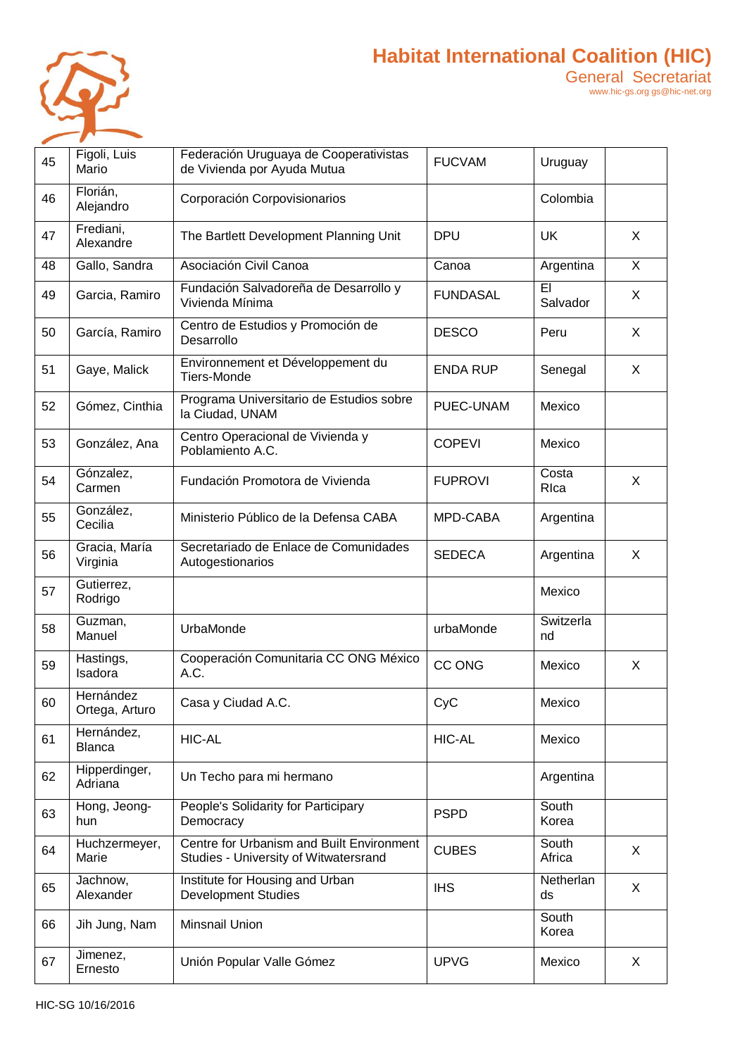| 45 | Figoli, Luis Mario | Federación Uruguaya de Cooperativistas de Vivienda por Ayuda Mutua | FUCVAM | Uruguay | |
|---|---|---|---|---|---|
| 46 | Florián, Alejandro | Corporación Corpovisionarios | | Colombia | |
| 47 | Frediani, Alexandre | The Bartlett Development Planning Unit | DPU | UK | X |
| 48 | Gallo, Sandra | Asociación Civil Canoa | Canoa | Argentina | X |
| 49 | Garcia, Ramiro | Fundación Salvadoreña de Desarrollo y Vivienda Mínima | FUNDASAL | El Salvador | X |
| 50 | García, Ramiro | Centro de Estudios y Promoción de Desarrollo | DESCO | Peru | X |
| 51 | Gaye, Malick | Environnement et Développement du Tiers-Monde | ENDA RUP | Senegal | X |
| 52 | Gómez, Cinthia | Programa Universitario de Estudios sobre la Ciudad, UNAM | PUEC-UNAM | Mexico | |
| 53 | González, Ana | Centro Operacional de Vivienda y Poblamiento A.C. | COPEVI | Mexico | |
| 54 | Gónzalez, Carmen | Fundación Promotora de Vivienda | FUPROVI | Costa RIca | X |
| 55 | González, Cecilia | Ministerio Público de la Defensa CABA | MPD-CABA | Argentina | |
| 56 | Gracia, María Virginia | Secretariado de Enlace de Comunidades Autogestionarios | SEDECA | Argentina | X |
| 57 | Gutierrez, Rodrigo | | | Mexico | |
| 58 | Guzman, Manuel | UrbaMonde | urbaMonde | Switzerland | |
| 59 | Hastings, Isadora | Cooperación Comunitaria CC ONG México A.C. | CC ONG | Mexico | X |
| 60 | Hernández Ortega, Arturo | Casa y Ciudad A.C. | CyC | Mexico | |
| 61 | Hernández, Blanca | HIC-AL | HIC-AL | Mexico | |
| 62 | Hipperdinger, Adriana | Un Techo para mi hermano | | Argentina | |
| 63 | Hong, Jeong-hun | People's Solidarity for Participary Democracy | PSPD | South Korea | |
| 64 | Huchzermeyer, Marie | Centre for Urbanism and Built Environment Studies - University of Witwatersrand | CUBES | South Africa | X |
| 65 | Jachnow, Alexander | Institute for Housing and Urban Development Studies | IHS | Netherlands | X |
| 66 | Jih Jung, Nam | Minsnail Union | | South Korea | |
| 67 | Jimenez, Ernesto | Unión Popular Valle Gómez | UPVG | Mexico | X |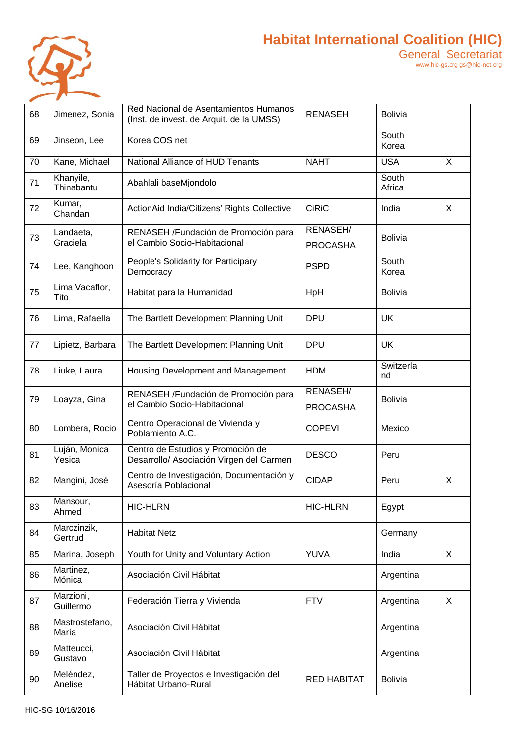| 68 | Jimenez, Sonia | Red Nacional de Asentamientos Humanos (Inst. de invest. de Arquit. de la UMSS) | RENASEH | Bolivia | |
|---|---|---|---|---|---|
| 69 | Jinseon, Lee | Korea COS net | | South Korea | |
| 70 | Kane, Michael | National Alliance of HUD Tenants | NAHT | USA | X |
| 71 | Khanyile, Thinabantu | Abahlali baseMjondolo | | South Africa | |
| 72 | Kumar, Chandan | ActionAid India/Citizens' Rights Collective | CiRiC | India | X |
| 73 | Landaeta, Graciela | RENASEH /Fundación de Promoción para el Cambio Socio-Habitacional | RENASEH/ PROCASHA | Bolivia | |
| 74 | Lee, Kanghoon | People's Solidarity for Participary Democracy | PSPD | South Korea | |
| 75 | Lima Vacaflor, Tito | Habitat para la Humanidad | HpH | Bolivia | |
| 76 | Lima, Rafaella | The Bartlett Development Planning Unit | DPU | UK | |
| 77 | Lipietz, Barbara | The Bartlett Development Planning Unit | DPU | UK | |
| 78 | Liuke, Laura | Housing Development and Management | HDM | Switzerland | |
| 79 | Loayza, Gina | RENASEH /Fundación de Promoción para el Cambio Socio-Habitacional | RENASEH/ PROCASHA | Bolivia | |
| 80 | Lombera, Rocio | Centro Operacional de Vivienda y Poblamiento A.C. | COPEVI | Mexico | |
| 81 | Luján, Monica Yesica | Centro de Estudios y Promoción de Desarrollo/ Asociación Virgen del Carmen | DESCO | Peru | |
| 82 | Mangini, José | Centro de Investigación, Documentación y Asesoría Poblacional | CIDAP | Peru | X |
| 83 | Mansour, Ahmed | HIC-HLRN | HIC-HLRN | Egypt | |
| 84 | Marczinzik, Gertrud | Habitat Netz | | Germany | |
| 85 | Marina, Joseph | Youth for Unity and Voluntary Action | YUVA | India | X |
| 86 | Martinez, Mónica | Asociación Civil Hábitat | | Argentina | |
| 87 | Marzioni, Guillermo | Federación Tierra y Vivienda | FTV | Argentina | X |
| 88 | Mastrostefano, María | Asociación Civil Hábitat | | Argentina | |
| 89 | Matteucci, Gustavo | Asociación Civil Hábitat | | Argentina | |
| 90 | Meléndez, Anelise | Taller de Proyectos e Investigación del Hábitat Urbano-Rural | RED HABITAT | Bolivia | |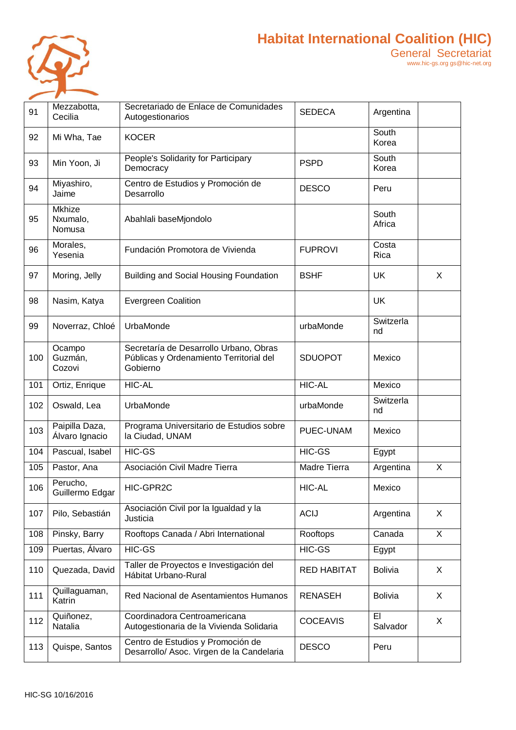| 91 | Mezzabotta, Cecilia | Secretariado de Enlace de Comunidades Autogestionarios | SEDECA | Argentina | |
|---|---|---|---|---|---|
| 92 | Mi Wha, Tae | KOCER | | South Korea | |
| 93 | Min Yoon, Ji | People's Solidarity for Participary Democracy | PSPD | South Korea | |
| 94 | Miyashiro, Jaime | Centro de Estudios y Promoción de Desarrollo | DESCO | Peru | |
| 95 | Mkhize Nxumalo, Nomusa | Abahlali baseMjondolo | | South Africa | |
| 96 | Morales, Yesenia | Fundación Promotora de Vivienda | FUPROVI | Costa Rica | |
| 97 | Moring, Jelly | Building and Social Housing Foundation | BSHF | UK | X |
| 98 | Nasim, Katya | Evergreen Coalition | | UK | |
| 99 | Noverraz, Chloé | UrbaMonde | urbaMonde | Switzerland | |
| 100 | Ocampo Guzmán, Cozovi | Secretaría de Desarrollo Urbano, Obras Públicas y Ordenamiento Territorial del Gobierno | SDUOPOT | Mexico | |
| 101 | Ortiz, Enrique | HIC-AL | HIC-AL | Mexico | |
| 102 | Oswald, Lea | UrbaMonde | urbaMonde | Switzerland | |
| 103 | Paipilla Daza, Álvaro Ignacio | Programa Universitario de Estudios sobre la Ciudad, UNAM | PUEC-UNAM | Mexico | |
| 104 | Pascual, Isabel | HIC-GS | HIC-GS | Egypt | |
| 105 | Pastor, Ana | Asociación Civil Madre Tierra | Madre Tierra | Argentina | X |
| 106 | Perucho, Guillermo Edgar | HIC-GPR2C | HIC-AL | Mexico | |
| 107 | Pilo, Sebastián | Asociación Civil por la Igualdad y la Justicia | ACIJ | Argentina | X |
| 108 | Pinsky, Barry | Rooftops Canada / Abri International | Rooftops | Canada | X |
| 109 | Puertas, Álvaro | HIC-GS | HIC-GS | Egypt | |
| 110 | Quezada, David | Taller de Proyectos e Investigación del Hábitat Urbano-Rural | RED HABITAT | Bolivia | X |
| 111 | Quillaguaman, Katrin | Red Nacional de Asentamientos Humanos | RENASEH | Bolivia | X |
| 112 | Quiñonez, Natalia | Coordinadora Centroamericana Autogestionaria de la Vivienda Solidaria | COCEAVIS | El Salvador | X |
| 113 | Quispe, Santos | Centro de Estudios y Promoción de Desarrollo/ Asoc. Virgen de la Candelaria | DESCO | Peru | |

HIC-SG 10/16/2016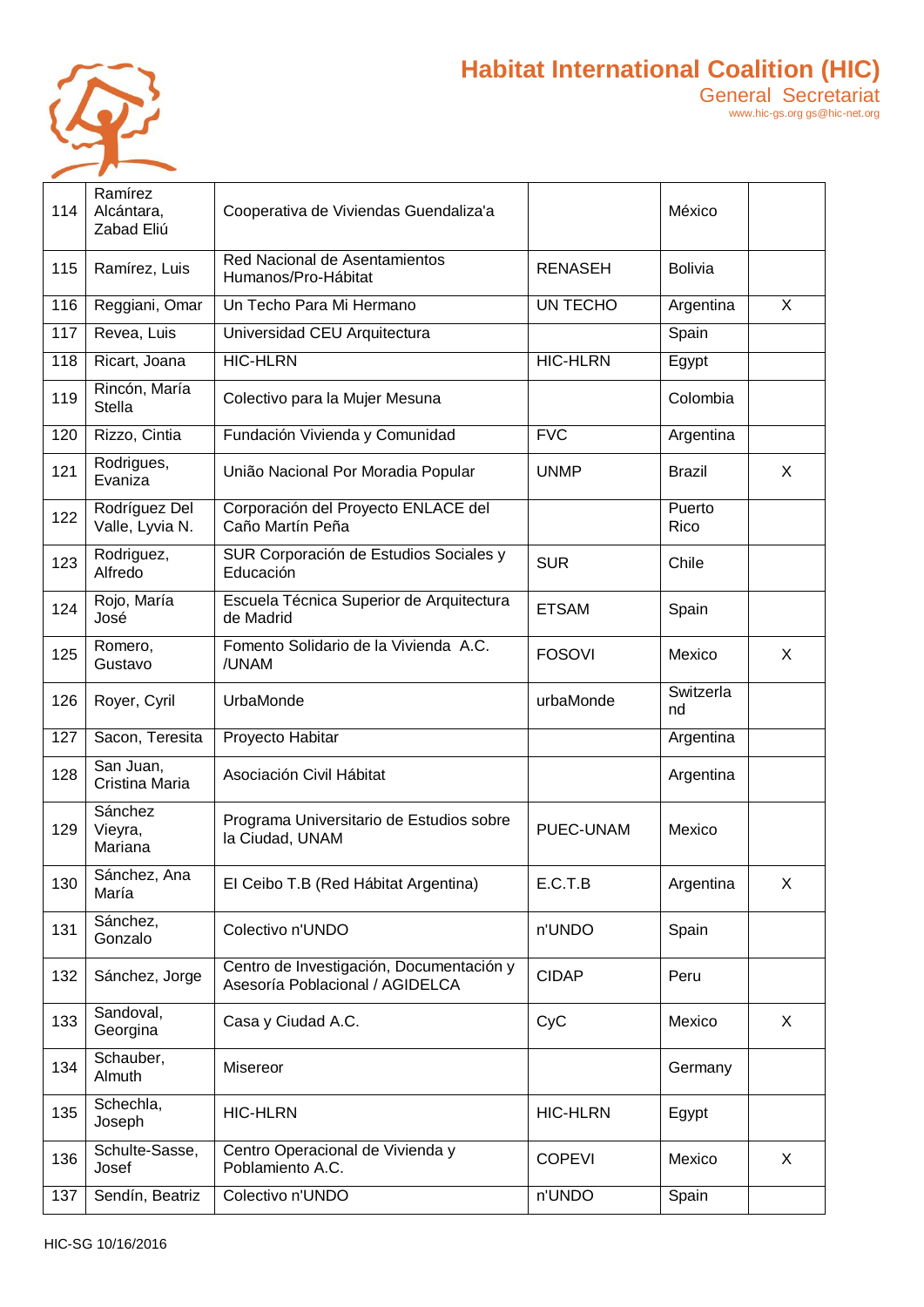| 114 | Ramírez Alcántara, Zabad Eliú | Cooperativa de Viviendas Guendaliza'a | | México | |
|---|---|---|---|---|---|
| 115 | Ramírez, Luis | Red Nacional de Asentamientos Humanos/Pro-Hábitat | RENASEH | Bolivia | |
| 116 | Reggiani, Omar | Un Techo Para Mi Hermano | UN TECHO | Argentina | X |
| 117 | Revea, Luis | Universidad CEU Arquitectura | | Spain | |
| 118 | Ricart, Joana | HIC-HLRN | HIC-HLRN | Egypt | |
| 119 | Rincón, María Stella | Colectivo para la Mujer Mesuna | | Colombia | |
| 120 | Rizzo, Cintia | Fundación Vivienda y Comunidad | FVC | Argentina | |
| 121 | Rodrigues, Evaniza | União Nacional Por Moradia Popular | UNMP | Brazil | X |
| 122 | Rodríguez Del Valle, Lyvia N. | Corporación del Proyecto ENLACE del Caño Martín Peña | | Puerto Rico | |
| 123 | Rodriguez, Alfredo | SUR Corporación de Estudios Sociales y Educación | SUR | Chile | |
| 124 | Rojo, María José | Escuela Técnica Superior de Arquitectura de Madrid | ETSAM | Spain | |
| 125 | Romero, Gustavo | Fomento Solidario de la Vivienda A.C. /UNAM | FOSOVI | Mexico | X |
| 126 | Royer, Cyril | UrbaMonde | urbaMonde | Switzerland | |
| 127 | Sacon, Teresita | Proyecto Habitar | | Argentina | |
| 128 | San Juan, Cristina Maria | Asociación Civil Hábitat | | Argentina | |
| 129 | Sánchez Vieyra, Mariana | Programa Universitario de Estudios sobre la Ciudad, UNAM | PUEC-UNAM | Mexico | |
| 130 | Sánchez, Ana María | El Ceibo T.B (Red Hábitat Argentina) | E.C.T.B | Argentina | X |
| 131 | Sánchez, Gonzalo | Colectivo n'UNDO | n'UNDO | Spain | |
| 132 | Sánchez, Jorge | Centro de Investigación, Documentación y Asesoría Poblacional / AGIDELCA | CIDAP | Peru | |
| 133 | Sandoval, Georgina | Casa y Ciudad A.C. | CyC | Mexico | X |
| 134 | Schauber, Almuth | Misereor | | Germany | |
| 135 | Schechla, Joseph | HIC-HLRN | HIC-HLRN | Egypt | |
| 136 | Schulte-Sasse, Josef | Centro Operacional de Vivienda y Poblamiento A.C. | COPEVI | Mexico | X |
| 137 | Sendín, Beatriz | Colectivo n'UNDO | n'UNDO | Spain | |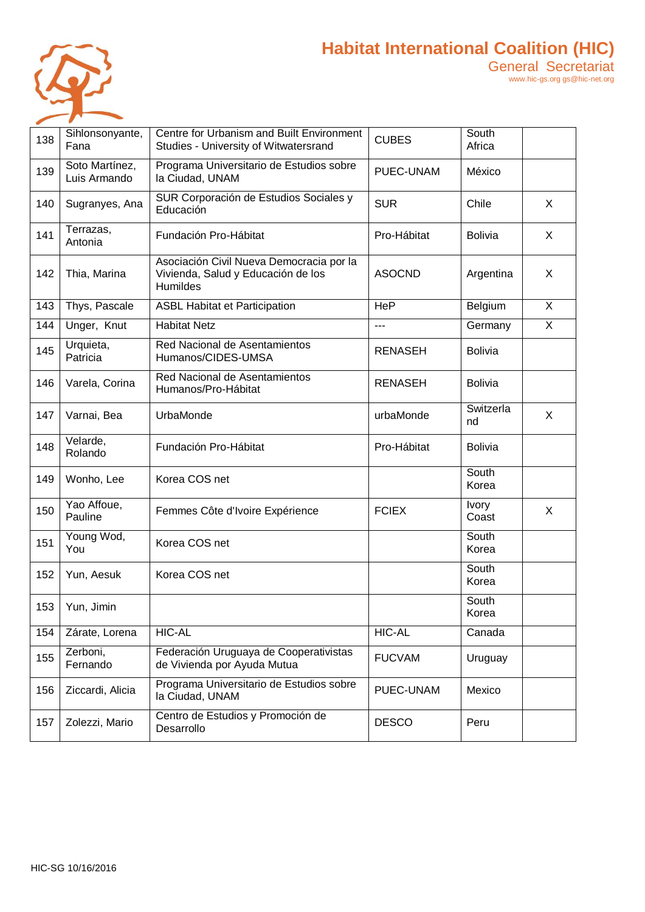| | | | | | |
|---|---|---|---|---|---|
| 138 | Sihlonsonyante, Fana | Centre for Urbanism and Built Environment Studies - University of Witwatersrand | CUBES | South Africa | |
| 139 | Soto Martínez, Luis Armando | Programa Universitario de Estudios sobre la Ciudad, UNAM | PUEC-UNAM | México | |
| 140 | Sugranyes, Ana | SUR Corporación de Estudios Sociales y Educación | SUR | Chile | X |
| 141 | Terrazas, Antonia | Fundación Pro-Hábitat | Pro-Hábitat | Bolivia | X |
| 142 | Thia, Marina | Asociación Civil Nueva Democracia por la Vivienda, Salud y Educación de los Humildes | ASOCND | Argentina | X |
| 143 | Thys, Pascale | ASBL Habitat et Participation | HeP | Belgium | X |
| 144 | Unger, Knut | Habitat Netz | --- | Germany | X |
| 145 | Urquieta, Patricia | Red Nacional de Asentamientos Humanos/CIDES-UMSA | RENASEH | Bolivia | |
| 146 | Varela, Corina | Red Nacional de Asentamientos Humanos/Pro-Hábitat | RENASEH | Bolivia | |
| 147 | Varnai, Bea | UrbaMonde | urbaMonde | Switzerland | X |
| 148 | Velarde, Rolando | Fundación Pro-Hábitat | Pro-Hábitat | Bolivia | |
| 149 | Wonho, Lee | Korea COS net | | South Korea | |
| 150 | Yao Affoue, Pauline | Femmes Côte d'Ivoire Expérience | FCIEX | Ivory Coast | X |
| 151 | Young Wod, You | Korea COS net | | South Korea | |
| 152 | Yun, Aesuk | Korea COS net | | South Korea | |
| 153 | Yun, Jimin | | | South Korea | |
| 154 | Zárate, Lorena | HIC-AL | HIC-AL | Canada | |
| 155 | Zerboni, Fernando | Federación Uruguaya de Cooperativistas de Vivienda por Ayuda Mutua | FUCVAM | Uruguay | |
| 156 | Ziccardi, Alicia | Programa Universitario de Estudios sobre la Ciudad, UNAM | PUEC-UNAM | Mexico | |
| 157 | Zolezzi, Mario | Centro de Estudios y Promoción de Desarrollo | DESCO | Peru | |